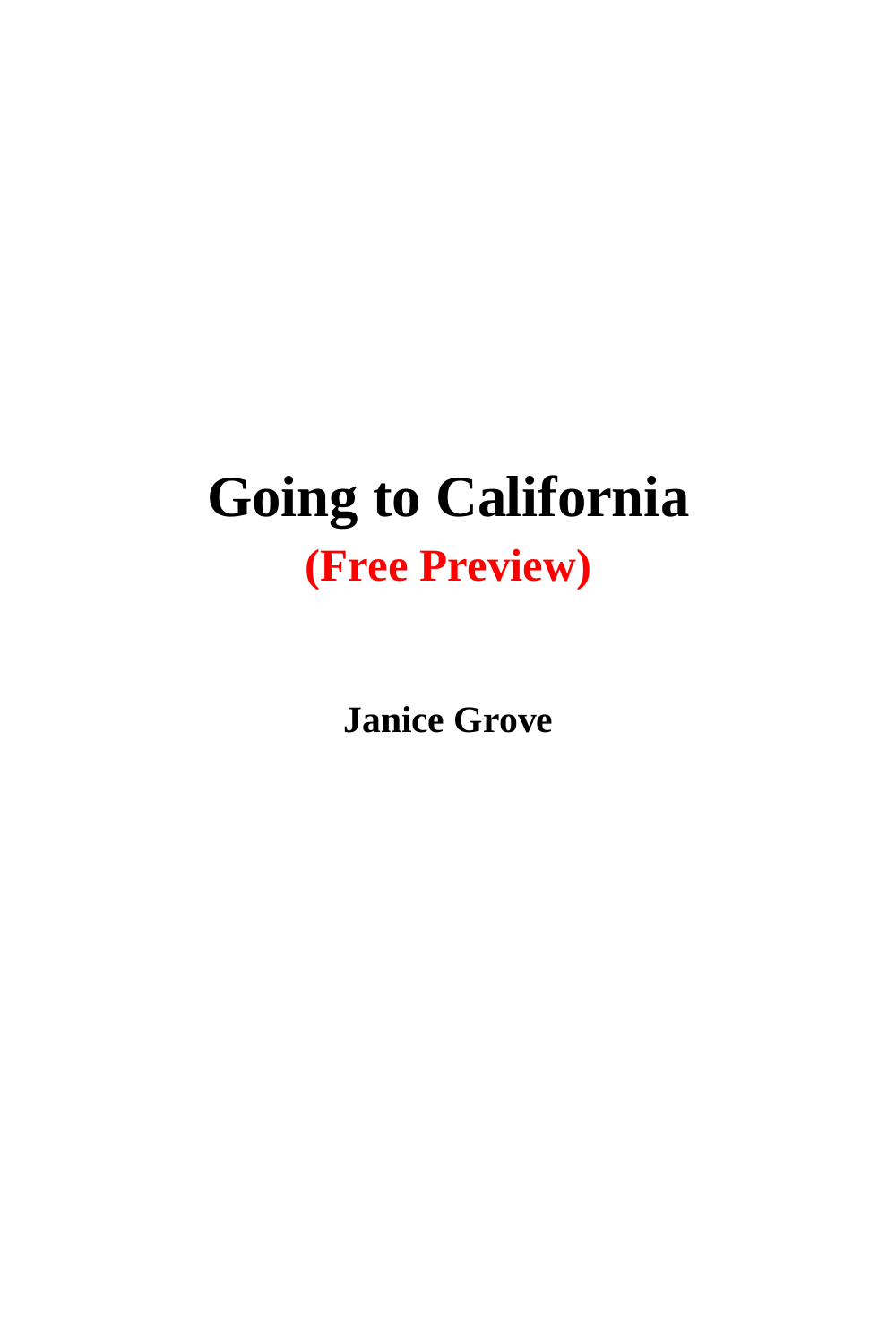# Going to California

## (Free Preview)

**Janice Grove**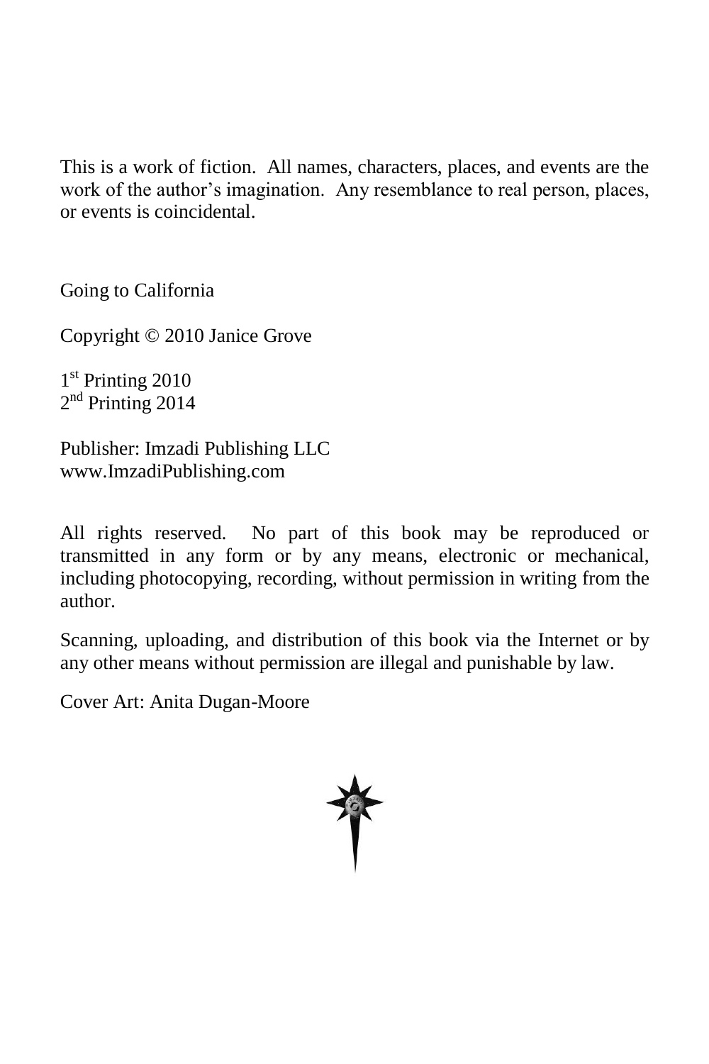This is a work of fiction. All names, characters, places, and events are the work of the author's imagination. Any resemblance to real person, places, or events is coincidental.

Going to California

Copyright © 2010 Janice Grove

1st Printing 2010
2nd Printing 2014

Publisher: Imzadi Publishing LLC
www.ImzadiPublishing.com

All rights reserved. No part of this book may be reproduced or transmitted in any form or by any means, electronic or mechanical, including photocopying, recording, without permission in writing from the author.

Scanning, uploading, and distribution of this book via the Internet or by any other means without permission are illegal and punishable by law.

Cover Art: Anita Dugan-Moore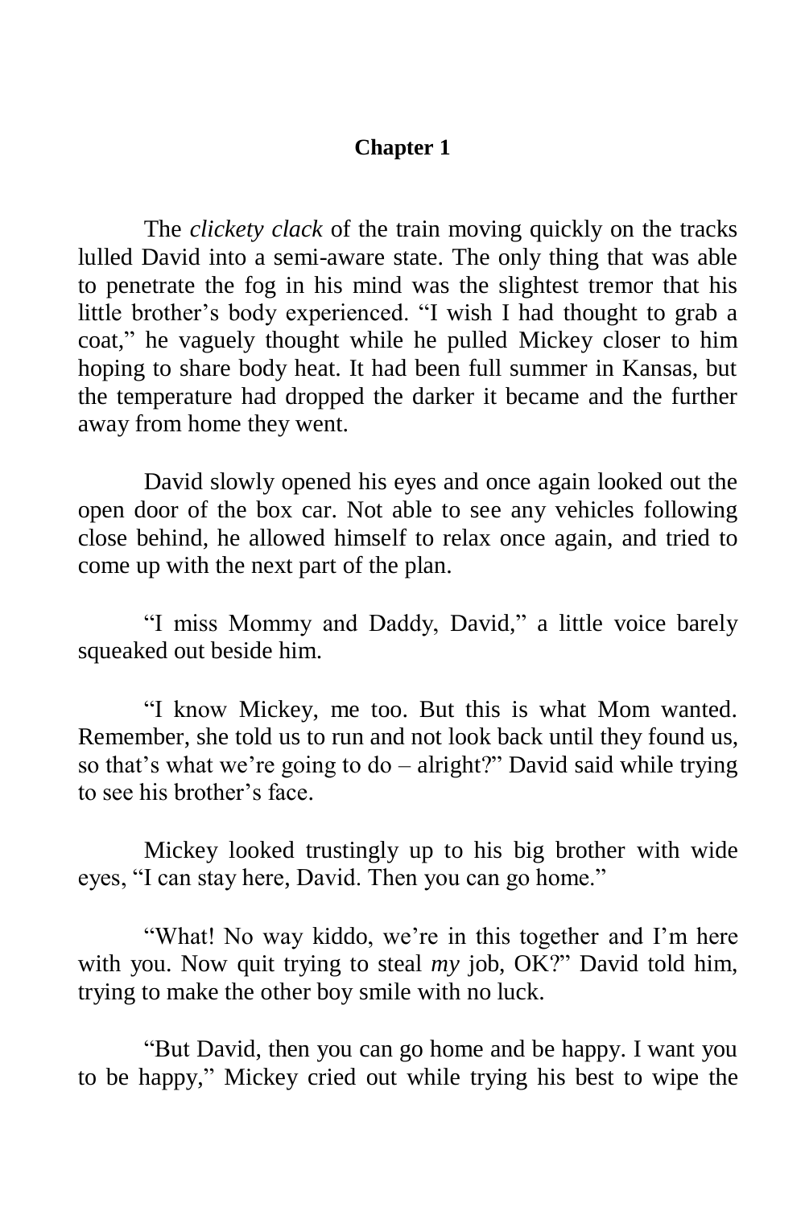# Chapter 1

The *clickety clack* of the train moving quickly on the tracks lulled David into a semi-aware state. The only thing that was able to penetrate the fog in his mind was the slightest tremor that his little brother's body experienced. "I wish I had thought to grab a coat," he vaguely thought while he pulled Mickey closer to him hoping to share body heat. It had been full summer in Kansas, but the temperature had dropped the darker it became and the further away from home they went.

David slowly opened his eyes and once again looked out the open door of the box car. Not able to see any vehicles following close behind, he allowed himself to relax once again, and tried to come up with the next part of the plan.

"I miss Mommy and Daddy, David," a little voice barely squeaked out beside him.

"I know Mickey, me too. But this is what Mom wanted. Remember, she told us to run and not look back until they found us, so that's what we're going to do – alright?" David said while trying to see his brother's face.

Mickey looked trustingly up to his big brother with wide eyes, "I can stay here, David. Then you can go home."

"What! No way kiddo, we're in this together and I'm here with you. Now quit trying to steal *my* job, OK?" David told him, trying to make the other boy smile with no luck.

"But David, then you can go home and be happy. I want you to be happy," Mickey cried out while trying his best to wipe the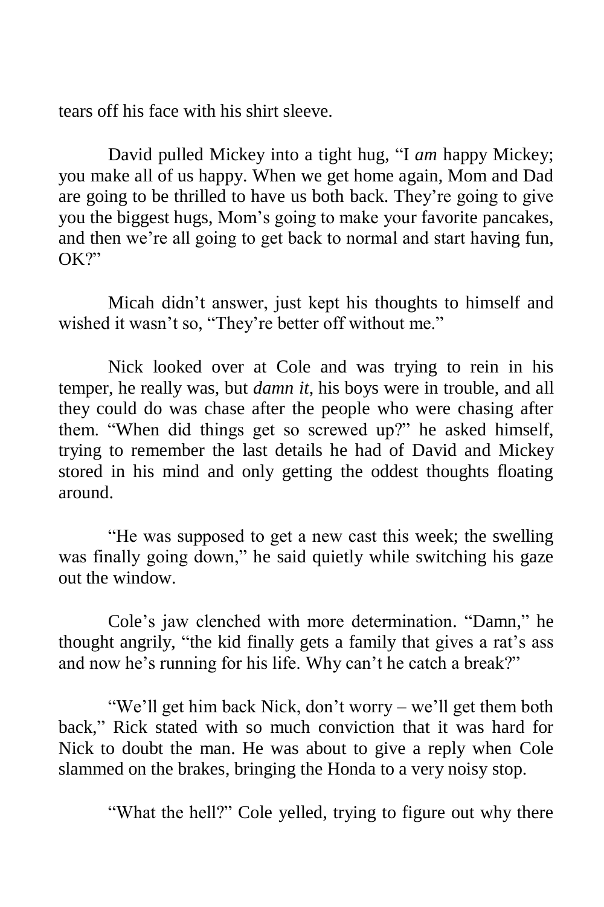tears off his face with his shirt sleeve.

David pulled Mickey into a tight hug, "I *am* happy Mickey; you make all of us happy. When we get home again, Mom and Dad are going to be thrilled to have us both back. They're going to give you the biggest hugs, Mom's going to make your favorite pancakes, and then we're all going to get back to normal and start having fun, OK?"

Micah didn't answer, just kept his thoughts to himself and wished it wasn't so, "They're better off without me."

Nick looked over at Cole and was trying to rein in his temper, he really was, but *damn it*, his boys were in trouble, and all they could do was chase after the people who were chasing after them. "When did things get so screwed up?" he asked himself, trying to remember the last details he had of David and Mickey stored in his mind and only getting the oddest thoughts floating around.

"He was supposed to get a new cast this week; the swelling was finally going down," he said quietly while switching his gaze out the window.

Cole's jaw clenched with more determination. "Damn," he thought angrily, "the kid finally gets a family that gives a rat's ass and now he's running for his life. Why can't he catch a break?"

"We'll get him back Nick, don't worry – we'll get them both back," Rick stated with so much conviction that it was hard for Nick to doubt the man. He was about to give a reply when Cole slammed on the brakes, bringing the Honda to a very noisy stop.

"What the hell?" Cole yelled, trying to figure out why there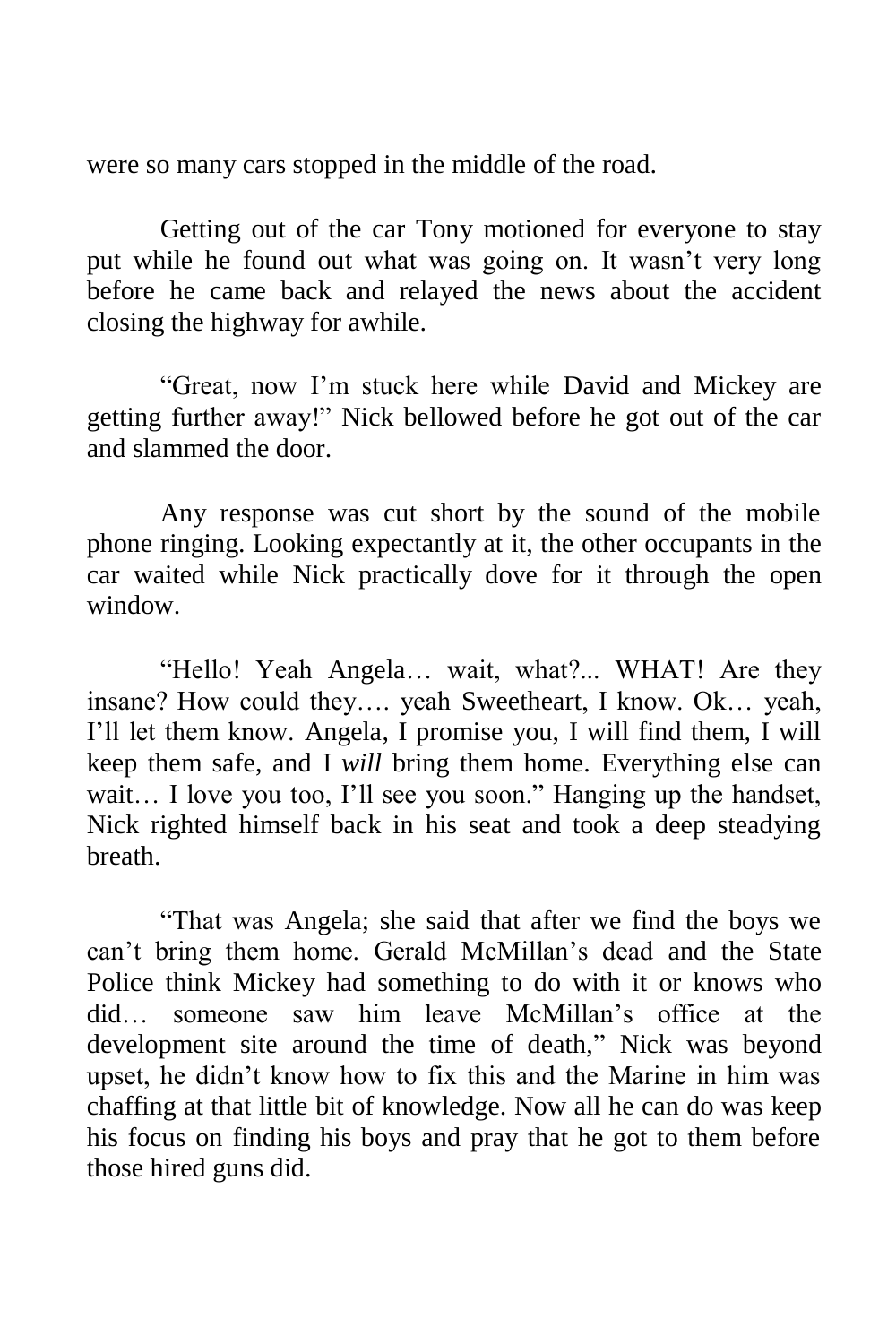were so many cars stopped in the middle of the road.

Getting out of the car Tony motioned for everyone to stay put while he found out what was going on. It wasn't very long before he came back and relayed the news about the accident closing the highway for awhile.

"Great, now I'm stuck here while David and Mickey are getting further away!" Nick bellowed before he got out of the car and slammed the door.

Any response was cut short by the sound of the mobile phone ringing. Looking expectantly at it, the other occupants in the car waited while Nick practically dove for it through the open window.

"Hello! Yeah Angela… wait, what?... WHAT! Are they insane? How could they…. yeah Sweetheart, I know. Ok… yeah, I'll let them know. Angela, I promise you, I will find them, I will keep them safe, and I *will* bring them home. Everything else can wait… I love you too, I'll see you soon." Hanging up the handset, Nick righted himself back in his seat and took a deep steadying breath.

"That was Angela; she said that after we find the boys we can't bring them home. Gerald McMillan's dead and the State Police think Mickey had something to do with it or knows who did… someone saw him leave McMillan's office at the development site around the time of death," Nick was beyond upset, he didn't know how to fix this and the Marine in him was chaffing at that little bit of knowledge. Now all he can do was keep his focus on finding his boys and pray that he got to them before those hired guns did.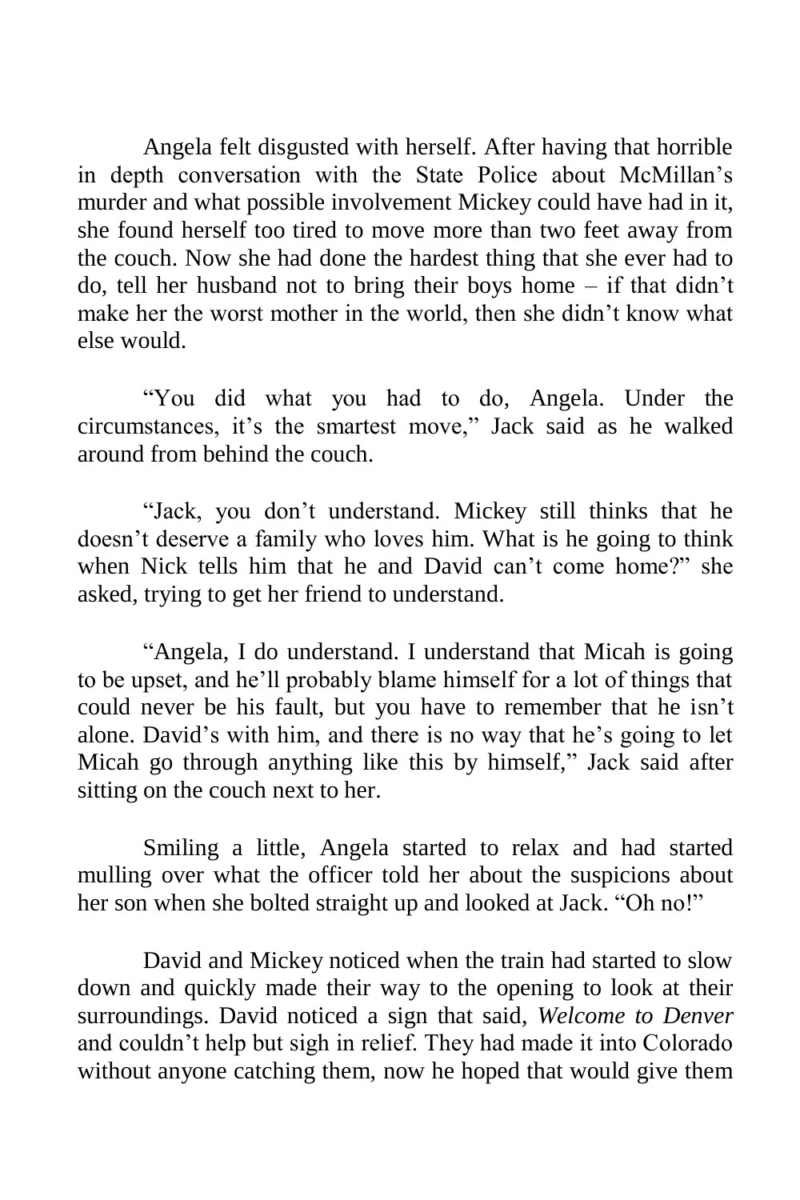Angela felt disgusted with herself. After having that horrible in depth conversation with the State Police about McMillan's murder and what possible involvement Mickey could have had in it, she found herself too tired to move more than two feet away from the couch. Now she had done the hardest thing that she ever had to do, tell her husband not to bring their boys home – if that didn't make her the worst mother in the world, then she didn't know what else would.

"You did what you had to do, Angela. Under the circumstances, it's the smartest move," Jack said as he walked around from behind the couch.

"Jack, you don't understand. Mickey still thinks that he doesn't deserve a family who loves him. What is he going to think when Nick tells him that he and David can't come home?" she asked, trying to get her friend to understand.

"Angela, I do understand. I understand that Micah is going to be upset, and he'll probably blame himself for a lot of things that could never be his fault, but you have to remember that he isn't alone. David's with him, and there is no way that he's going to let Micah go through anything like this by himself," Jack said after sitting on the couch next to her.

Smiling a little, Angela started to relax and had started mulling over what the officer told her about the suspicions about her son when she bolted straight up and looked at Jack. "Oh no!"

David and Mickey noticed when the train had started to slow down and quickly made their way to the opening to look at their surroundings. David noticed a sign that said, *Welcome to Denver* and couldn't help but sigh in relief. They had made it into Colorado without anyone catching them, now he hoped that would give them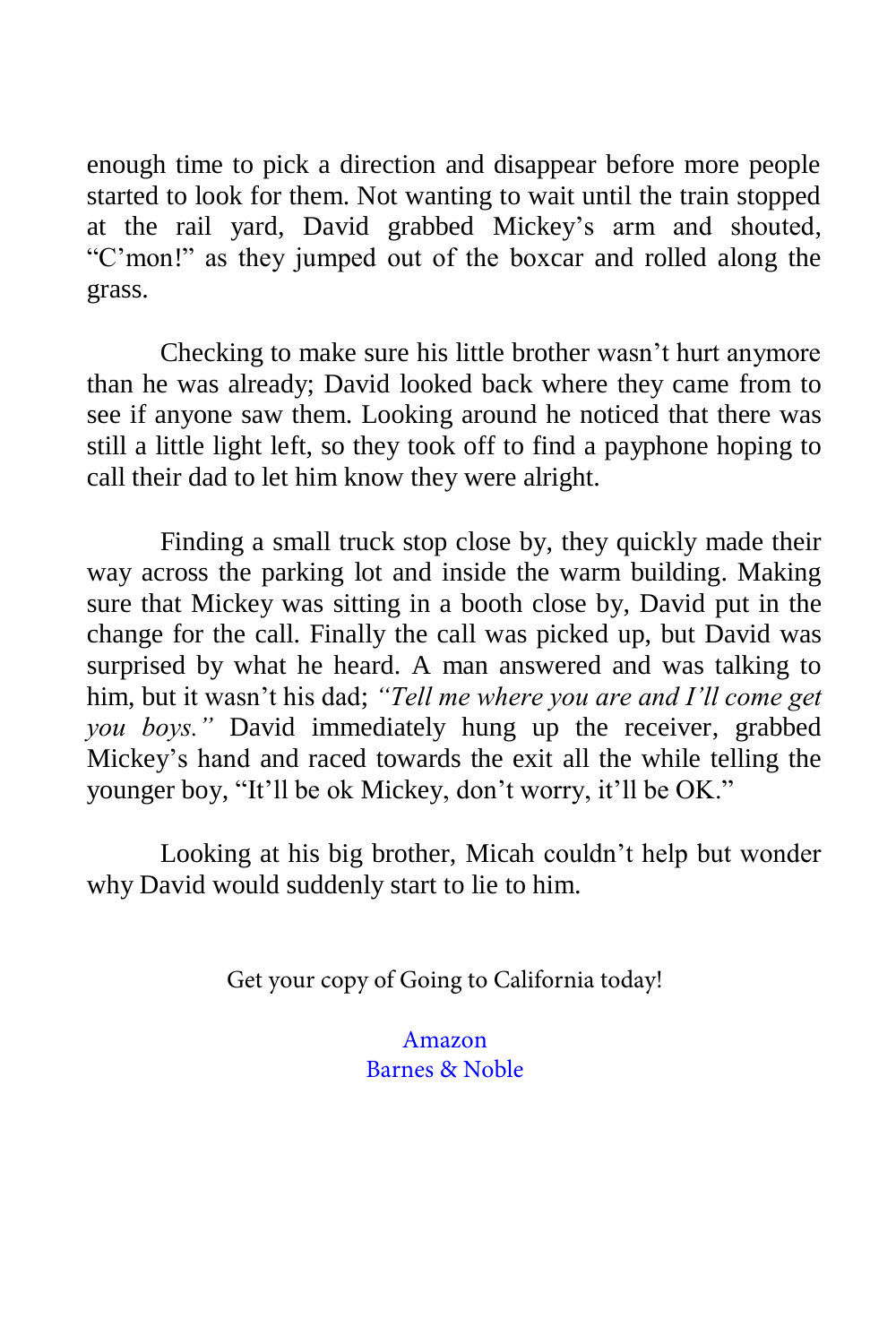enough time to pick a direction and disappear before more people started to look for them. Not wanting to wait until the train stopped at the rail yard, David grabbed Mickey's arm and shouted, "C'mon!" as they jumped out of the boxcar and rolled along the grass.

Checking to make sure his little brother wasn't hurt anymore than he was already; David looked back where they came from to see if anyone saw them. Looking around he noticed that there was still a little light left, so they took off to find a payphone hoping to call their dad to let him know they were alright.

Finding a small truck stop close by, they quickly made their way across the parking lot and inside the warm building. Making sure that Mickey was sitting in a booth close by, David put in the change for the call. Finally the call was picked up, but David was surprised by what he heard. A man answered and was talking to him, but it wasn't his dad; *"Tell me where you are and I'll come get you boys."* David immediately hung up the receiver, grabbed Mickey's hand and raced towards the exit all the while telling the younger boy, "It'll be ok Mickey, don't worry, it'll be OK."

Looking at his big brother, Micah couldn't help but wonder why David would suddenly start to lie to him.

Get your copy of Going to California today!

Amazon
Barnes & Noble